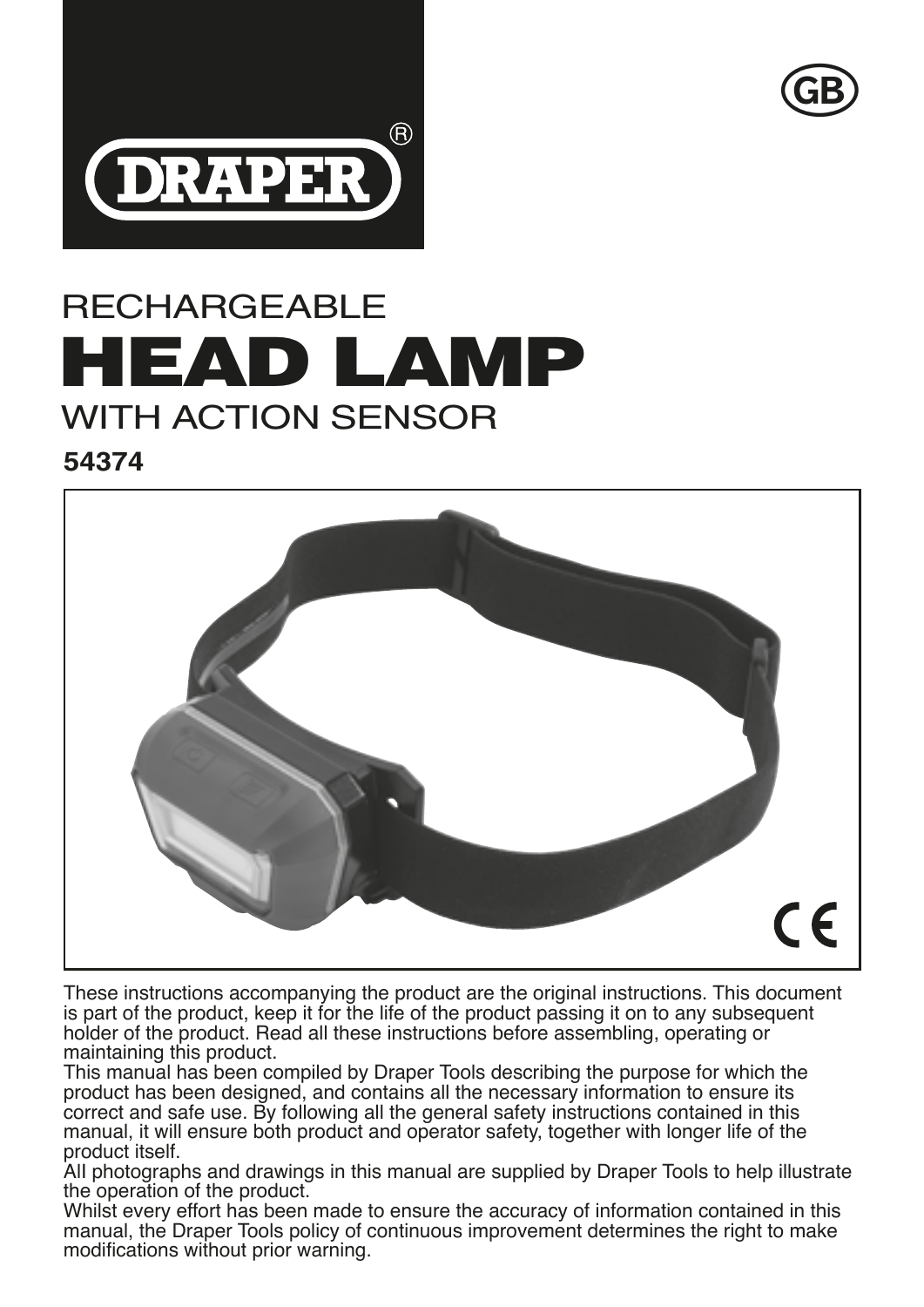DRAPER®

GB

# RECHARGEABLE HEAD LAMP WITH ACTION SENSOR

**54374**

CE

These instructions accompanying the product are the original instructions. This document is part of the product, keep it for the life of the product passing it on to any subsequent holder of the product. Read all these instructions before assembling, operating or maintaining this product.

This manual has been compiled by Draper Tools describing the purpose for which the product has been designed, and contains all the necessary information to ensure its correct and safe use. By following all the general safety instructions contained in this manual, it will ensure both product and operator safety, together with longer life of the product itself.

All photographs and drawings in this manual are supplied by Draper Tools to help illustrate the operation of the product.

Whilst every effort has been made to ensure the accuracy of information contained in this manual, the Draper Tools policy of continuous improvement determines the right to make modifications without prior warning.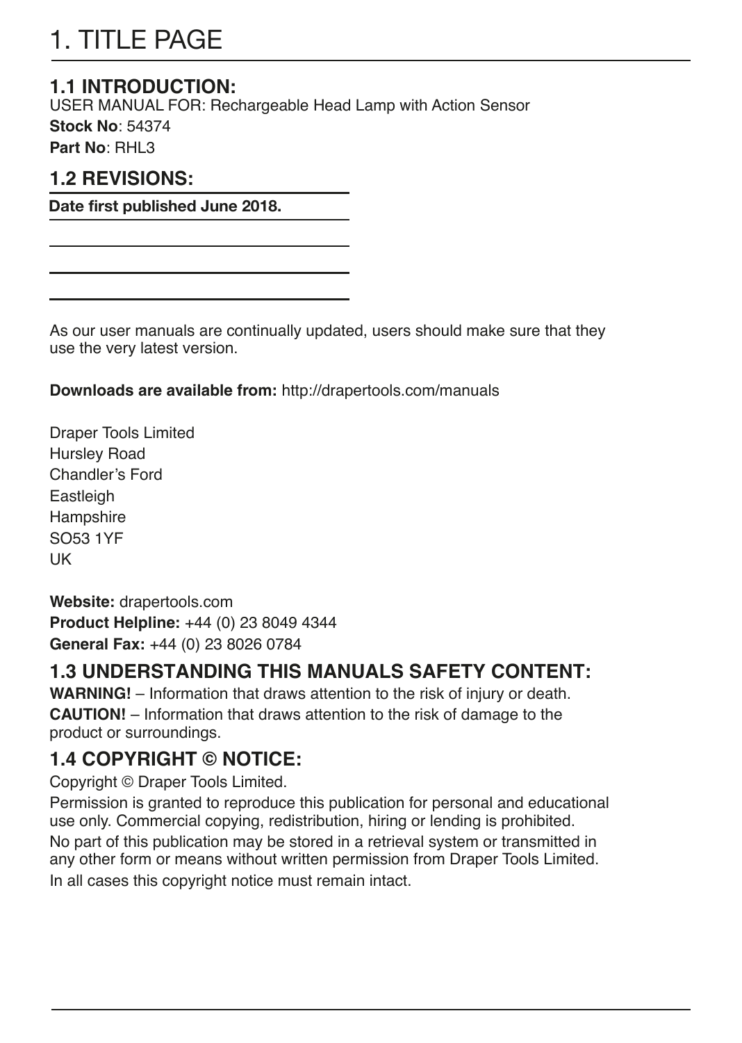# 1. TITLE PAGE

## 1.1 INTRODUCTION:

USER MANUAL FOR: Rechargeable Head Lamp with Action Sensor

**Stock No**: 54374

**Part No**: RHL3

## 1.2 REVISIONS:

**Date first published June 2018.**

As our user manuals are continually updated, users should make sure that they use the very latest version.

**Downloads are available from:** http://drapertools.com/manuals

Draper Tools Limited
Hursley Road
Chandler's Ford
Eastleigh
Hampshire
SO53 1YF
UK

**Website:** drapertools.com
**Product Helpline:** +44 (0) 23 8049 4344
**General Fax:** +44 (0) 23 8026 0784

## 1.3 UNDERSTANDING THIS MANUALS SAFETY CONTENT:

**WARNING!** – Information that draws attention to the risk of injury or death.

**CAUTION!** – Information that draws attention to the risk of damage to the product or surroundings.

## 1.4 COPYRIGHT © NOTICE:

Copyright © Draper Tools Limited.

Permission is granted to reproduce this publication for personal and educational use only. Commercial copying, redistribution, hiring or lending is prohibited.

No part of this publication may be stored in a retrieval system or transmitted in any other form or means without written permission from Draper Tools Limited.

In all cases this copyright notice must remain intact.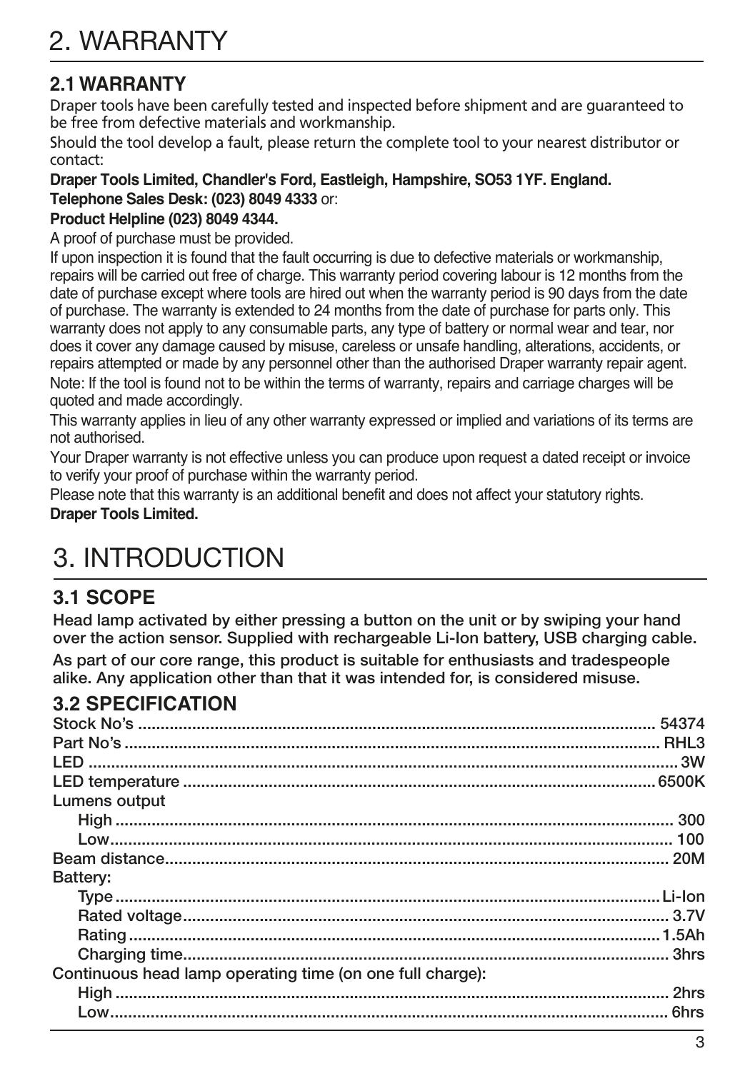# 2. WARRANTY

## 2.1 WARRANTY

Draper tools have been carefully tested and inspected before shipment and are guaranteed to be free from defective materials and workmanship.

Should the tool develop a fault, please return the complete tool to your nearest distributor or contact:

**Draper Tools Limited, Chandler's Ford, Eastleigh, Hampshire, SO53 1YF. England.**
**Telephone Sales Desk: (023) 8049 4333** or:
**Product Helpline (023) 8049 4344.**

A proof of purchase must be provided.

If upon inspection it is found that the fault occurring is due to defective materials or workmanship, repairs will be carried out free of charge. This warranty period covering labour is 12 months from the date of purchase except where tools are hired out when the warranty period is 90 days from the date of purchase. The warranty is extended to 24 months from the date of purchase for parts only. This warranty does not apply to any consumable parts, any type of battery or normal wear and tear, nor does it cover any damage caused by misuse, careless or unsafe handling, alterations, accidents, or repairs attempted or made by any personnel other than the authorised Draper warranty repair agent.

Note: If the tool is found not to be within the terms of warranty, repairs and carriage charges will be quoted and made accordingly.

This warranty applies in lieu of any other warranty expressed or implied and variations of its terms are not authorised.

Your Draper warranty is not effective unless you can produce upon request a dated receipt or invoice to verify your proof of purchase within the warranty period.

Please note that this warranty is an additional benefit and does not affect your statutory rights.

**Draper Tools Limited.**

# 3. INTRODUCTION

## 3.1 SCOPE

**Head lamp activated by either pressing a button on the unit or by swiping your hand over the action sensor. Supplied with rechargeable Li-Ion battery, USB charging cable.**

**As part of our core range, this product is suitable for enthusiasts and tradespeople alike. Any application other than that it was intended for, is considered misuse.**

## 3.2 SPECIFICATION

| Specification | Value |
|---|---|
| Stock No's | 54374 |
| Part No's | RHL3 |
| LED | 3W |
| LED temperature | 6500K |
| Lumens output | |
| High | 300 |
| Low | 100 |
| Beam distance | 20M |
| Battery: | |
| Type | Li-Ion |
| Rated voltage | 3.7V |
| Rating | 1.5Ah |
| Charging time | 3hrs |
| Continuous head lamp operating time (on one full charge): | |
| High | 2hrs |
| Low | 6hrs |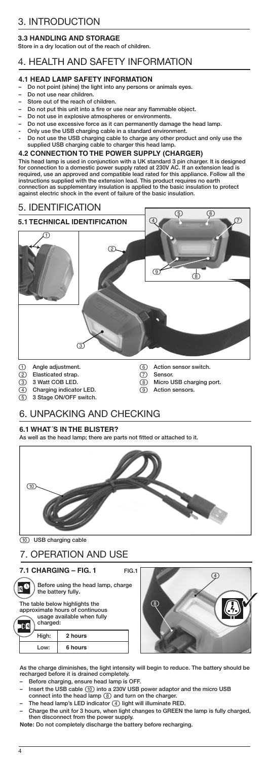# 3. INTRODUCTION

### 3.3 HANDLING AND STORAGE

Store in a dry location out of the reach of children.

# 4. HEALTH AND SAFETY INFORMATION

### 4.1 HEAD LAMP SAFETY INFORMATION

- Do not point (shine) the light into any persons or animals eyes.
- Do not use near children.
- Store out of the reach of children.
- Do not put this unit into a fire or use near any flammable object.
- Do not use in explosive atmospheres or environments.
- Do not use excessive force as it can permanently damage the head lamp.
- Only use the USB charging cable in a standard environment.
- Do not use the USB charging cable to charge any other product and only use the supplied USB charging cable to charger this head lamp.

### 4.2 CONNECTION TO THE POWER SUPPLY (CHARGER)

This head lamp is used in conjunction with a UK standard 3 pin charger. It is designed for connection to a domestic power supply rated at 230V AC. If an extension lead is required, use an approved and compatible lead rated for this appliance. Follow all the instructions supplied with the extension lead. This product requires no earth connection as supplementary insulation is applied to the basic insulation to protect against electric shock in the event of failure of the basic insulation.

# 5. IDENTIFICATION

### 5.1 TECHNICAL IDENTIFICATION

1. Angle adjustment.
2. Elasticated strap.
3. 3 Watt COB LED.
4. Charging indicator LED.
5. 3 Stage ON/OFF switch.
6. Action sensor switch.
7. Sensor.
8. Micro USB charging port.
9. Action sensors.

# 6. UNPACKING AND CHECKING

### 6.1 WHAT´S IN THE BLISTER?

As well as the head lamp; there are parts not fitted or attached to it.

10. USB charging cable

# 7. OPERATION AND USE

### 7.1 CHARGING – FIG. 1

FIG.1

Before using the head lamp, charge the battery fully.

The table below highlights the approximate hours of continuous usage available when fully charged:

| | |
|---|---|
| High: | 2 hours |
| Low: | 6 hours |

As the charge diminishes, the light intensity will begin to reduce. The battery should be recharged before it is drained completely.

- Before charging, ensure head lamp is OFF.
- Insert the USB cable (10) into a 230V USB power adaptor and the micro USB connect into the head lamp (8) and turn on the charger.
- The head lamp's LED indicator (4) light will illuminate RED.
- Charge the unit for 3 hours, when light changes to GREEN the lamp is fully charged, then disconnect from the power supply.

**Note:** Do not completely discharge the battery before recharging.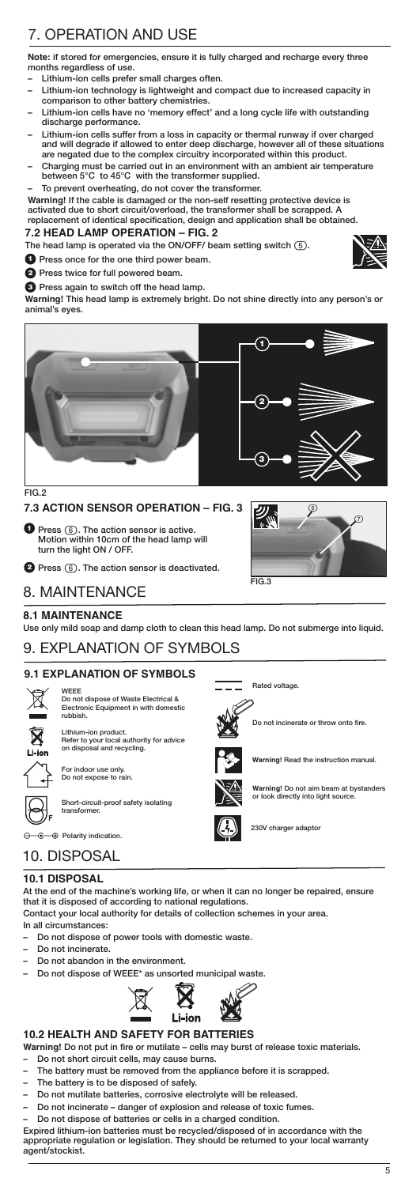# 7. OPERATION AND USE

**Note: if stored for emergencies, ensure it is fully charged and recharge every three months regardless of use.**

- **Lithium-ion cells prefer small charges often.**
- **Lithium-ion technology is lightweight and compact due to increased capacity in comparison to other battery chemistries.**
- **Lithium-ion cells have no 'memory effect' and a long cycle life with outstanding discharge performance.**
- **Lithium-ion cells suffer from a loss in capacity or thermal runway if over charged and will degrade if allowed to enter deep discharge, however all of these situations are negated due to the complex circuitry incorporated within this product.**
- **Charging must be carried out in an environment with an ambient air temperature between 5°C to 45°C with the transformer supplied.**
- **To prevent overheating, do not cover the transformer.**

**Warning! If the cable is damaged or the non-self resetting protective device is activated due to short circuit/overload, the transformer shall be scrapped. A replacement of identical specification, design and application shall be obtained.**

### 7.2 HEAD LAMP OPERATION – FIG. 2

**The head lamp is operated via the ON/OFF/ beam setting switch (5).**

1. **Press once for the one third power beam.**
2. **Press twice for full powered beam.**
3. **Press again to switch off the head lamp.**

**Warning! This head lamp is extremely bright. Do not shine directly into any person's or animal's eyes.**

FIG.2

### 7.3 ACTION SENSOR OPERATION – FIG. 3

1. **Press (6). The action sensor is active. Motion within 10cm of the head lamp will turn the light ON / OFF.**
2. **Press (6). The action sensor is deactivated.**

FIG.3

# 8. MAINTENANCE

### 8.1 MAINTENANCE

Use only mild soap and damp cloth to clean this head lamp. Do not submerge into liquid.

# 9. EXPLANATION OF SYMBOLS

### 9.1 EXPLANATION OF SYMBOLS

| Symbol | Explanation |
|---|---|
| WEEE | WEEE<br>Do not dispose of Waste Electrical & Electronic Equipment in with domestic rubbish. |
| Li-ion | Lithium-ion product.<br>Refer to your local authority for advice on disposal and recycling. |
| | For indoor use only.<br>Do not expose to rain. |
| F | Short-circuit-proof safety isolating transformer. |
| | Polarity indication. |
| | Rated voltage. |
| | Do not incinerate or throw onto fire. |
| | **Warning!** Read the instruction manual. |
| | **Warning!** Do not aim beam at bystanders or look directly into light source. |
| | 230V charger adaptor |

# 10. DISPOSAL

### 10.1 DISPOSAL

At the end of the machine's working life, or when it can no longer be repaired, ensure that it is disposed of according to national regulations.

Contact your local authority for details of collection schemes in your area.

In all circumstances:

- **Do not dispose of power tools with domestic waste.**
- **Do not incinerate.**
- **Do not abandon in the environment.**
- **Do not dispose of WEEE* as unsorted municipal waste.**

### 10.2 HEALTH AND SAFETY FOR BATTERIES

**Warning! Do not put in fire or mutilate – cells may burst of release toxic materials.**

- **Do not short circuit cells, may cause burns.**
- **The battery must be removed from the appliance before it is scrapped.**
- **The battery is to be disposed of safely.**
- **Do not mutilate batteries, corrosive electrolyte will be released.**
- **Do not incinerate – danger of explosion and release of toxic fumes.**
- **Do not dispose of batteries or cells in a charged condition.**

**Expired lithium-ion batteries must be recycled/disposed of in accordance with the appropriate regulation or legislation. They should be returned to your local warranty agent/stockist.**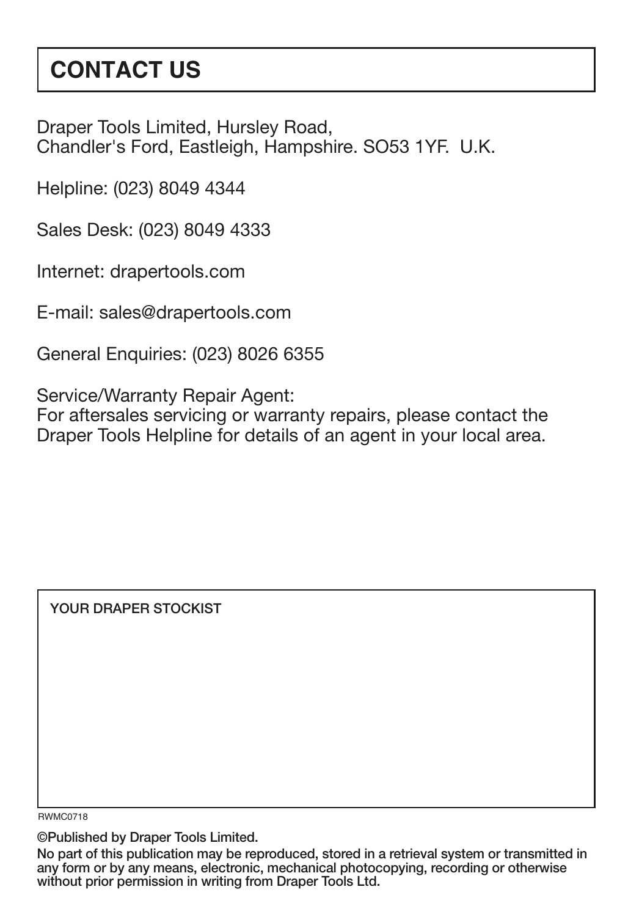# CONTACT US

Draper Tools Limited, Hursley Road,
Chandler's Ford, Eastleigh, Hampshire. SO53 1YF. U.K.

Helpline: (023) 8049 4344

Sales Desk: (023) 8049 4333

Internet: drapertools.com

E-mail: sales@drapertools.com

General Enquiries: (023) 8026 6355

Service/Warranty Repair Agent:
For aftersales servicing or warranty repairs, please contact the Draper Tools Helpline for details of an agent in your local area.

**YOUR DRAPER STOCKIST**

RWMC0718

**©Published by Draper Tools Limited.**

**No part of this publication may be reproduced, stored in a retrieval system or transmitted in any form or by any means, electronic, mechanical photocopying, recording or otherwise without prior permission in writing from Draper Tools Ltd.**